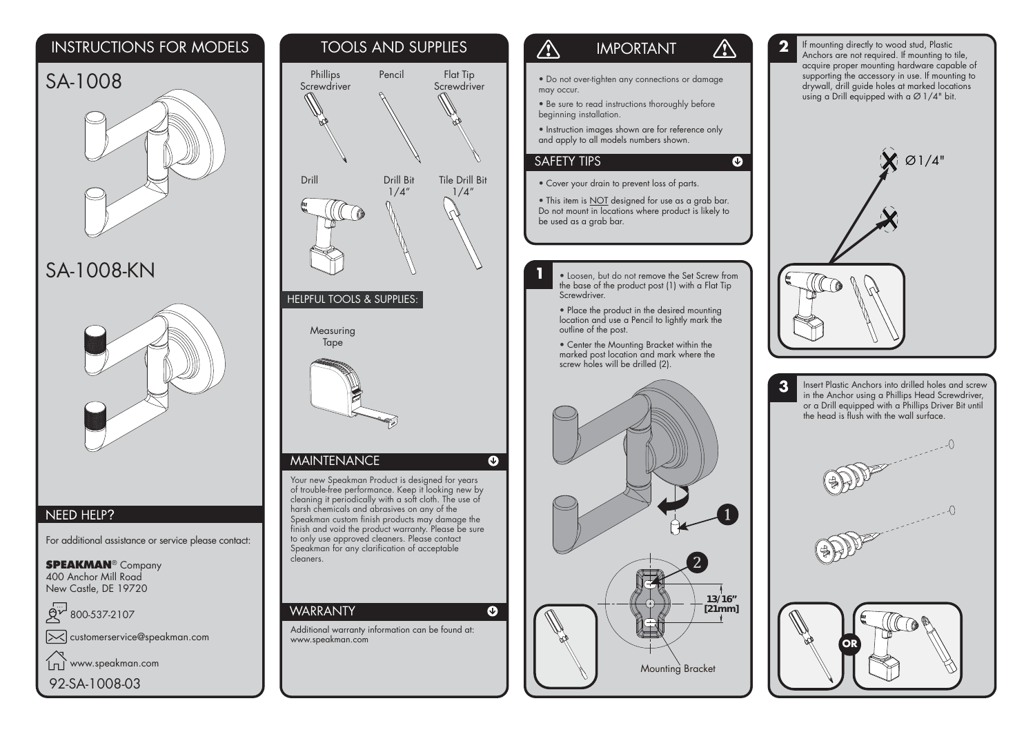## INSTRUCTIONS FOR MODELS

SA-1008

SA-1008-KN

## NEED HELP?

For additional assistance or service please contact:

**SPEAKMAN**® Company
400 Anchor Mill Road
New Castle, DE 19720

800-537-2107

customerservice@speakman.com

www.speakman.com

92-SA-1008-03

## TOOLS AND SUPPLIES

Phillips Screwdriver

Pencil

Flat Tip Screwdriver

Drill

Drill Bit 1/4"

Tile Drill Bit 1/4"

### HELPFUL TOOLS & SUPPLIES:

Measuring Tape

## MAINTENANCE

Your new Speakman Product is designed for years of trouble-free performance. Keep it looking new by cleaning it periodically with a soft cloth. The use of harsh chemicals and abrasives on any of the Speakman custom finish products may damage the finish and void the product warranty. Please be sure to only use approved cleaners. Please contact Speakman for any clarification of acceptable cleaners.

## WARRANTY

Additional warranty information can be found at: www.speakman.com

## IMPORTANT

- Do not over-tighten any connections or damage may occur.
- Be sure to read instructions thoroughly before beginning installation.
- Instruction images shown are for reference only and apply to all models numbers shown.

### SAFETY TIPS

- Cover your drain to prevent loss of parts.
- This item is NOT designed for use as a grab bar. Do not mount in locations where product is likely to be used as a grab bar.

## 1

- Loosen, but do not remove the Set Screw from the base of the product post (1) with a Flat Tip Screwdriver.
- Place the product in the desired mounting location and use a Pencil to lightly mark the outline of the post.
- Center the Mounting Bracket within the marked post location and mark where the screw holes will be drilled (2).

13/16" [21mm]

Mounting Bracket

## 2

If mounting directly to wood stud, Plastic Anchors are not required. If mounting to tile, acquire proper mounting hardware capable of supporting the accessory in use. If mounting to drywall, drill guide holes at marked locations using a Drill equipped with a Ø 1/4" bit.

Ø1/4"

## 3

Insert Plastic Anchors into drilled holes and screw in the Anchor using a Phillips Head Screwdriver, or a Drill equipped with a Phillips Driver Bit until the head is flush with the wall surface.

OR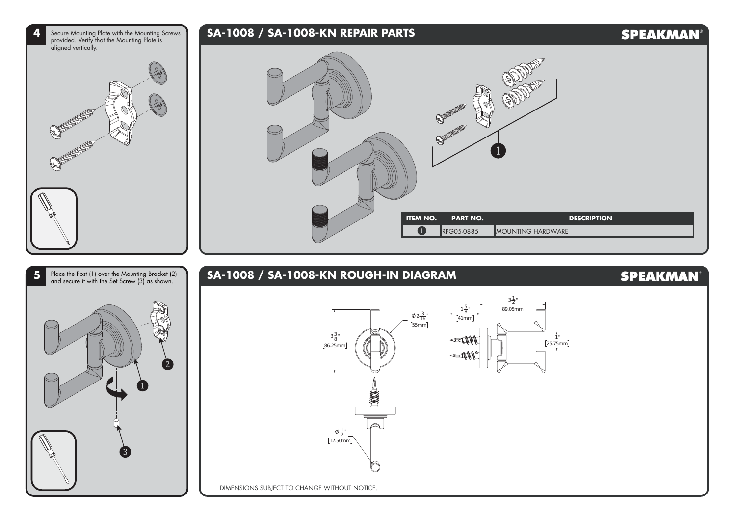**4** Secure Mounting Plate with the Mounting Screws provided. Verify that the Mounting Plate is aligned vertically.

## SA-1008 / SA-1008-KN REPAIR PARTS

SPEAKMAN®

| ITEM NO. | PART NO. | DESCRIPTION |
| --- | --- | --- |
| 1 | RPG05-0885 | MOUNTING HARDWARE |

**5** Place the Post (1) over the Mounting Bracket (2) and secure it with the Set Screw (3) as shown.

## SA-1008 / SA-1008-KN ROUGH-IN DIAGRAM

SPEAKMAN®

$3\frac{3}{8}$" [86.25mm]

$\phi 2\frac{3}{16}$" [55mm]

$\phi \frac{1}{2}$" [12.50mm]

$1\frac{5}{8}$" [41mm]

$3\frac{1}{2}$" [89.05mm]

1" [25.75mm]

DIMENSIONS SUBJECT TO CHANGE WITHOUT NOTICE.